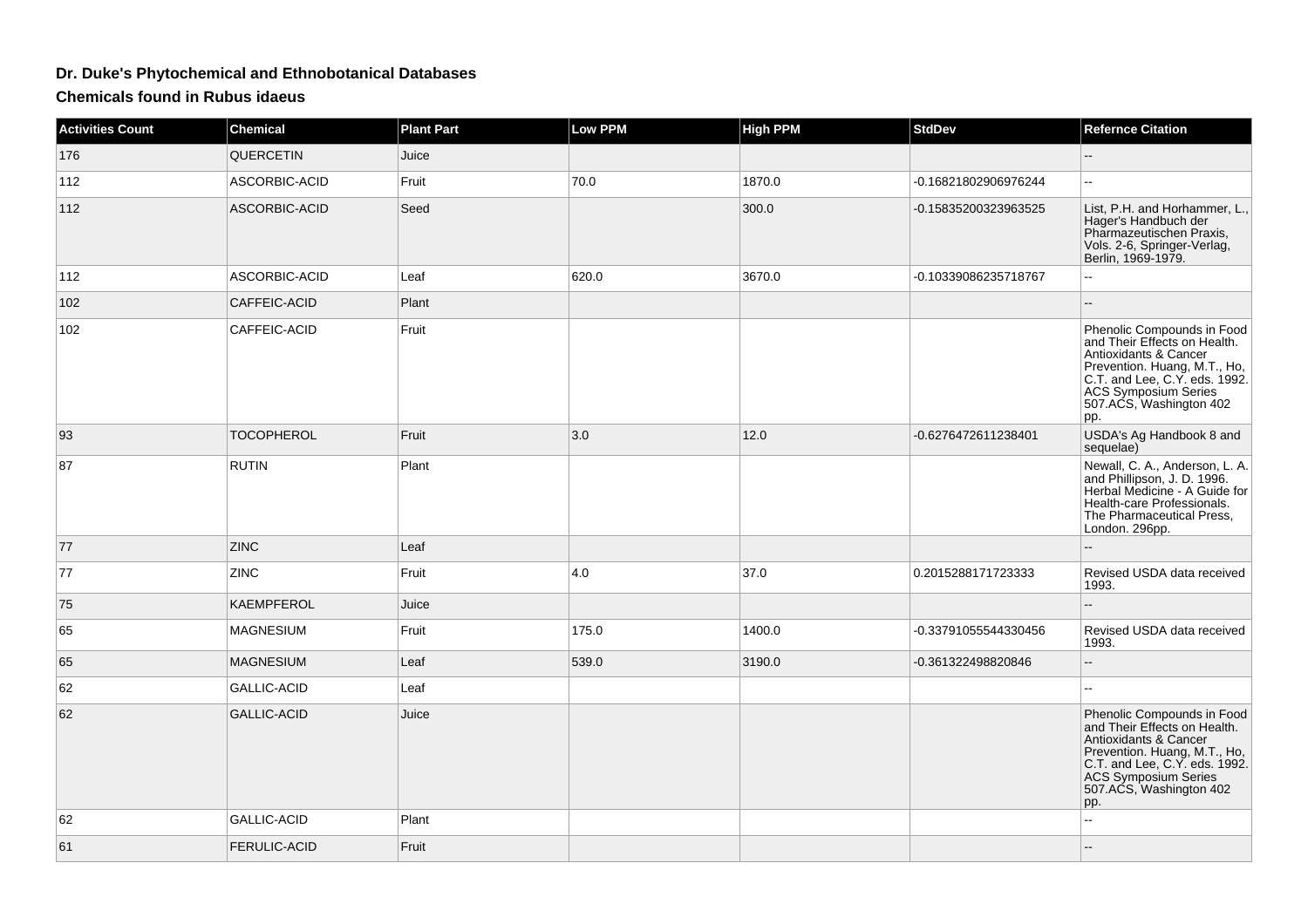# Dr. Duke's Phytochemical and Ethnobotanical Databases

## Chemicals found in Rubus idaeus

| Activities Count | Chemical | Plant Part | Low PPM | High PPM | StdDev | Refernce Citation |
|---|---|---|---|---|---|---|
| 176 | QUERCETIN | Juice | | | | -- |
| 112 | ASCORBIC-ACID | Fruit | 70.0 | 1870.0 | -0.16821802906976244 | -- |
| 112 | ASCORBIC-ACID | Seed | | 300.0 | -0.15835200323963525 | List, P.H. and Horhammer, L., Hager's Handbuch der Pharmazeutischen Praxis, Vols. 2-6, Springer-Verlag, Berlin, 1969-1979. |
| 112 | ASCORBIC-ACID | Leaf | 620.0 | 3670.0 | -0.10339086235718767 | -- |
| 102 | CAFFEIC-ACID | Plant | | | | -- |
| 102 | CAFFEIC-ACID | Fruit | | | | Phenolic Compounds in Food and Their Effects on Health. Antioxidants & Cancer Prevention. Huang, M.T., Ho, C.T. and Lee, C.Y. eds. 1992. ACS Symposium Series 507.ACS, Washington 402 pp. |
| 93 | TOCOPHEROL | Fruit | 3.0 | 12.0 | -0.6276472611238401 | USDA's Ag Handbook 8 and sequelae) |
| 87 | RUTIN | Plant | | | | Newall, C. A., Anderson, L. A. and Phillipson, J. D. 1996. Herbal Medicine - A Guide for Health-care Professionals. The Pharmaceutical Press, London. 296pp. |
| 77 | ZINC | Leaf | | | | -- |
| 77 | ZINC | Fruit | 4.0 | 37.0 | 0.2015288171723333 | Revised USDA data received 1993. |
| 75 | KAEMPFEROL | Juice | | | | -- |
| 65 | MAGNESIUM | Fruit | 175.0 | 1400.0 | -0.33791055544330456 | Revised USDA data received 1993. |
| 65 | MAGNESIUM | Leaf | 539.0 | 3190.0 | -0.361322498820846 | -- |
| 62 | GALLIC-ACID | Leaf | | | | -- |
| 62 | GALLIC-ACID | Juice | | | | Phenolic Compounds in Food and Their Effects on Health. Antioxidants & Cancer Prevention. Huang, M.T., Ho, C.T. and Lee, C.Y. eds. 1992. ACS Symposium Series 507.ACS, Washington 402 pp. |
| 62 | GALLIC-ACID | Plant | | | | -- |
| 61 | FERULIC-ACID | Fruit | | | | -- |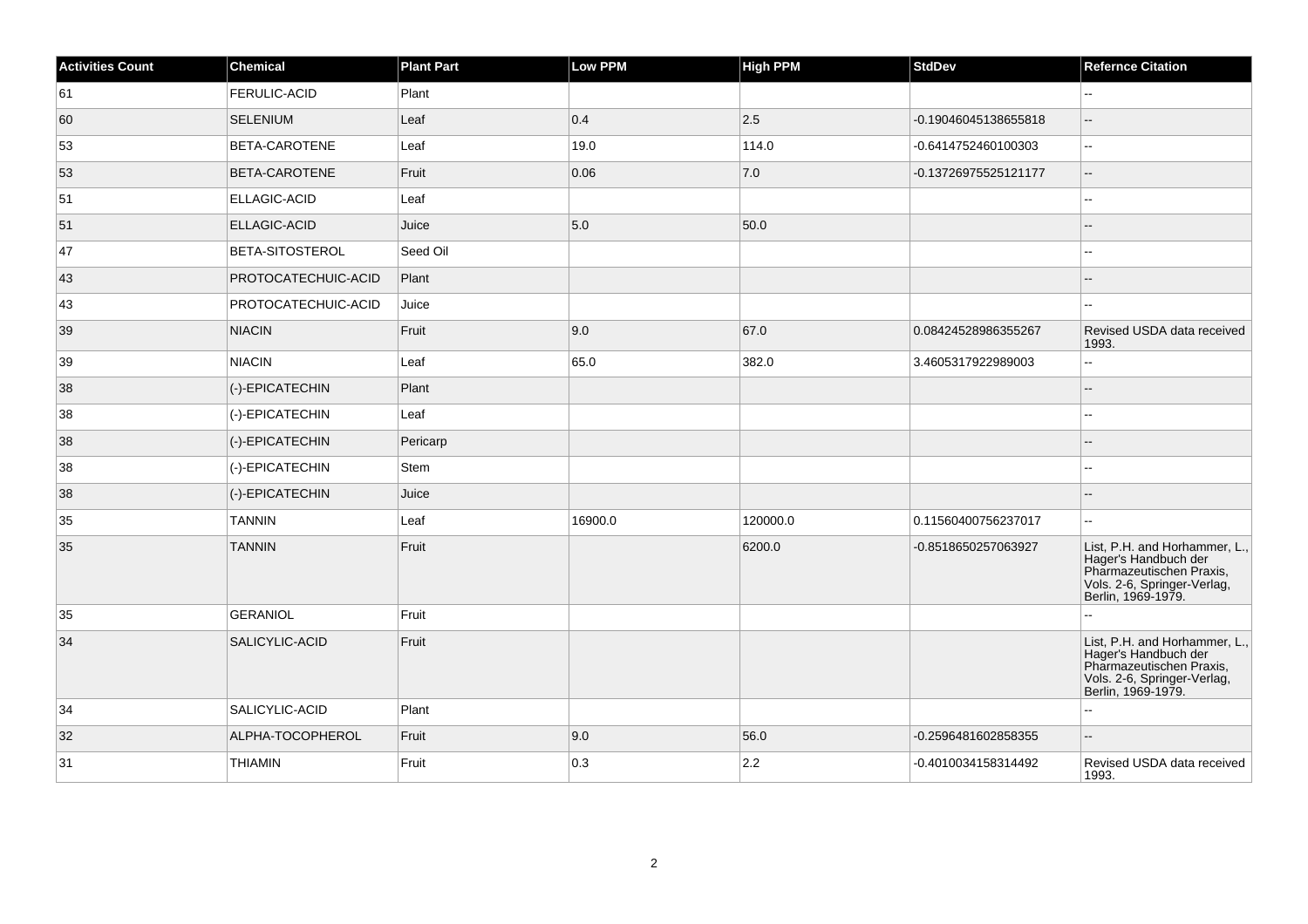| Activities Count | Chemical | Plant Part | Low PPM | High PPM | StdDev | Refernce Citation |
|---|---|---|---|---|---|---|
| 61 | FERULIC-ACID | Plant | | | | -- |
| 60 | SELENIUM | Leaf | 0.4 | 2.5 | -0.19046045138655818 | -- |
| 53 | BETA-CAROTENE | Leaf | 19.0 | 114.0 | -0.6414752460100303 | -- |
| 53 | BETA-CAROTENE | Fruit | 0.06 | 7.0 | -0.13726975525121177 | -- |
| 51 | ELLAGIC-ACID | Leaf | | | | -- |
| 51 | ELLAGIC-ACID | Juice | 5.0 | 50.0 | | -- |
| 47 | BETA-SITOSTEROL | Seed Oil | | | | -- |
| 43 | PROTOCATECHUIC-ACID | Plant | | | | -- |
| 43 | PROTOCATECHUIC-ACID | Juice | | | | -- |
| 39 | NIACIN | Fruit | 9.0 | 67.0 | 0.08424528986355267 | Revised USDA data received 1993. |
| 39 | NIACIN | Leaf | 65.0 | 382.0 | 3.4605317922989003 | -- |
| 38 | (-)-EPICATECHIN | Plant | | | | -- |
| 38 | (-)-EPICATECHIN | Leaf | | | | -- |
| 38 | (-)-EPICATECHIN | Pericarp | | | | -- |
| 38 | (-)-EPICATECHIN | Stem | | | | -- |
| 38 | (-)-EPICATECHIN | Juice | | | | -- |
| 35 | TANNIN | Leaf | 16900.0 | 120000.0 | 0.11560400756237017 | -- |
| 35 | TANNIN | Fruit | | 6200.0 | -0.8518650257063927 | List, P.H. and Horhammer, L., Hager's Handbuch der Pharmazeutischen Praxis, Vols. 2-6, Springer-Verlag, Berlin, 1969-1979. |
| 35 | GERANIOL | Fruit | | | | -- |
| 34 | SALICYLIC-ACID | Fruit | | | | List, P.H. and Horhammer, L., Hager's Handbuch der Pharmazeutischen Praxis, Vols. 2-6, Springer-Verlag, Berlin, 1969-1979. |
| 34 | SALICYLIC-ACID | Plant | | | | -- |
| 32 | ALPHA-TOCOPHEROL | Fruit | 9.0 | 56.0 | -0.2596481602858355 | -- |
| 31 | THIAMIN | Fruit | 0.3 | 2.2 | -0.4010034158314492 | Revised USDA data received 1993. |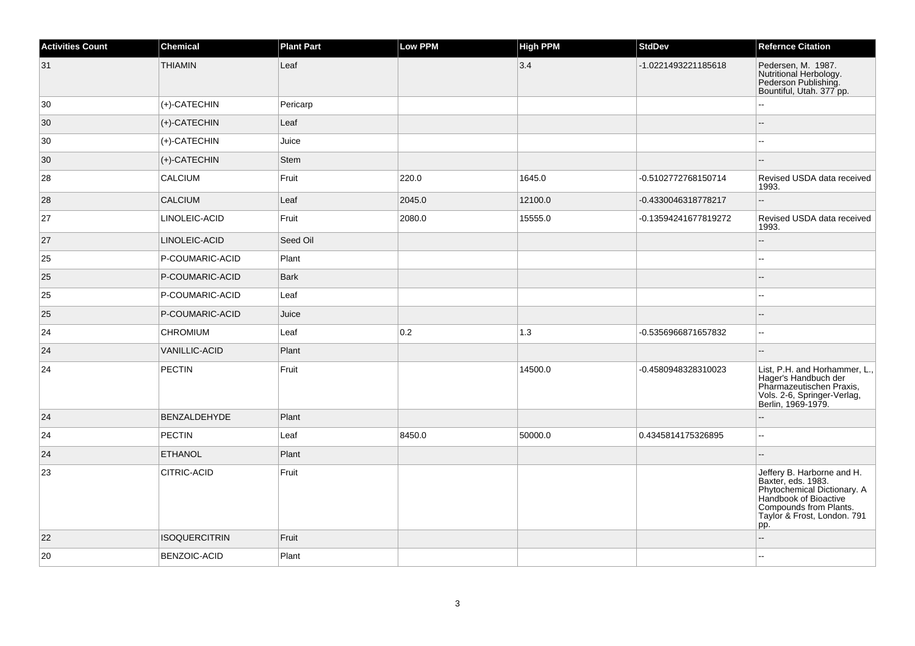| Activities Count | Chemical | Plant Part | Low PPM | High PPM | StdDev | Refernce Citation |
| --- | --- | --- | --- | --- | --- | --- |
| 31 | THIAMIN | Leaf | | 3.4 | -1.0221493221185618 | Pedersen, M. 1987. Nutritional Herbology. Pederson Publishing. Bountiful, Utah. 377 pp. |
| 30 | (+)-CATECHIN | Pericarp | | | | -- |
| 30 | (+)-CATECHIN | Leaf | | | | -- |
| 30 | (+)-CATECHIN | Juice | | | | -- |
| 30 | (+)-CATECHIN | Stem | | | | -- |
| 28 | CALCIUM | Fruit | 220.0 | 1645.0 | -0.5102772768150714 | Revised USDA data received 1993. |
| 28 | CALCIUM | Leaf | 2045.0 | 12100.0 | -0.4330046318778217 | -- |
| 27 | LINOLEIC-ACID | Fruit | 2080.0 | 15555.0 | -0.13594241677819272 | Revised USDA data received 1993. |
| 27 | LINOLEIC-ACID | Seed Oil | | | | -- |
| 25 | P-COUMARIC-ACID | Plant | | | | -- |
| 25 | P-COUMARIC-ACID | Bark | | | | -- |
| 25 | P-COUMARIC-ACID | Leaf | | | | -- |
| 25 | P-COUMARIC-ACID | Juice | | | | -- |
| 24 | CHROMIUM | Leaf | 0.2 | 1.3 | -0.5356966871657832 | -- |
| 24 | VANILLIC-ACID | Plant | | | | -- |
| 24 | PECTIN | Fruit | | 14500.0 | -0.4580948328310023 | List, P.H. and Horhammer, L., Hager's Handbuch der Pharmazeutischen Praxis, Vols. 2-6, Springer-Verlag, Berlin, 1969-1979. |
| 24 | BENZALDEHYDE | Plant | | | | -- |
| 24 | PECTIN | Leaf | 8450.0 | 50000.0 | 0.4345814175326895 | -- |
| 24 | ETHANOL | Plant | | | | -- |
| 23 | CITRIC-ACID | Fruit | | | | Jeffery B. Harborne and H. Baxter, eds. 1983. Phytochemical Dictionary. A Handbook of Bioactive Compounds from Plants. Taylor & Frost, London. 791 pp. |
| 22 | ISOQUERCITRIN | Fruit | | | | -- |
| 20 | BENZOIC-ACID | Plant | | | | -- |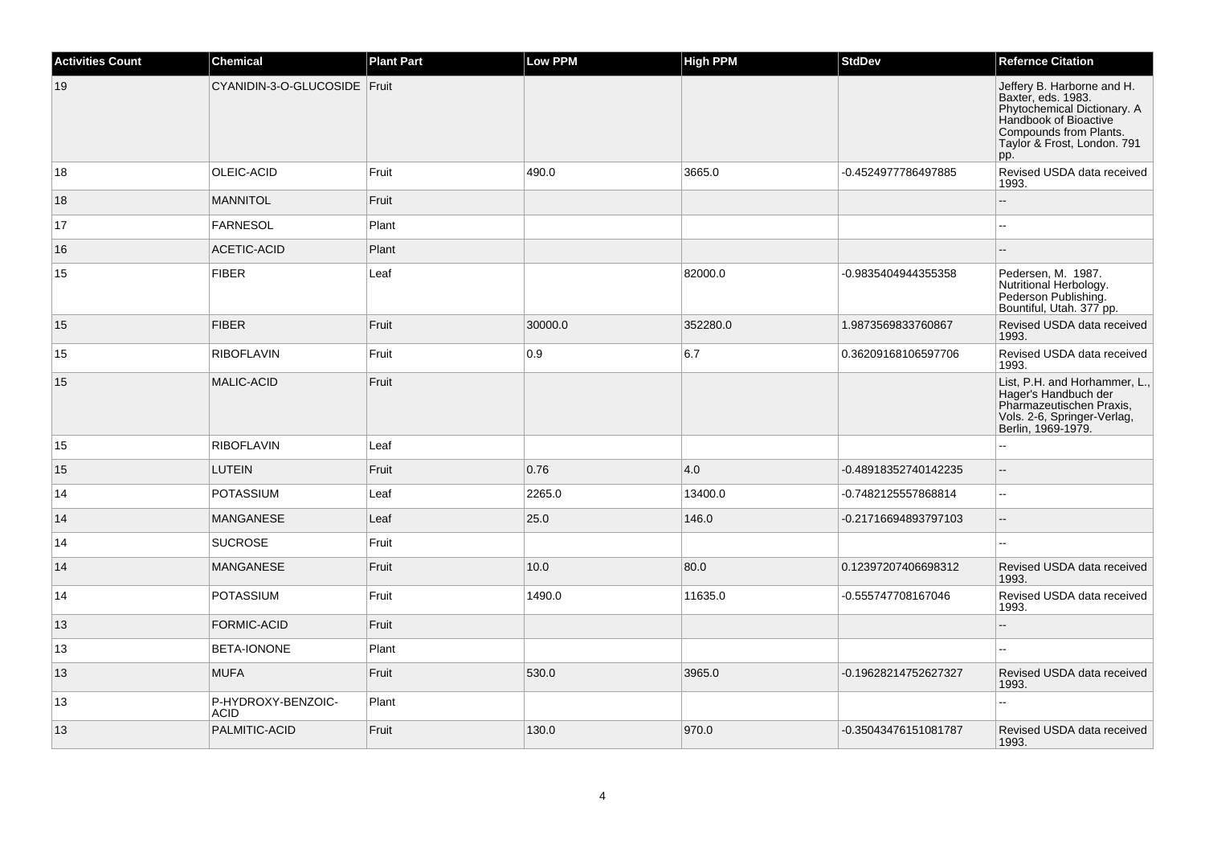| Activities Count | Chemical | Plant Part | Low PPM | High PPM | StdDev | Refernce Citation |
|---|---|---|---|---|---|---|
| 19 | CYANIDIN-3-O-GLUCOSIDE | Fruit | | | | Jeffery B. Harborne and H. Baxter, eds. 1983. Phytochemical Dictionary. A Handbook of Bioactive Compounds from Plants. Taylor & Frost, London. 791 pp. |
| 18 | OLEIC-ACID | Fruit | 490.0 | 3665.0 | -0.4524977786497885 | Revised USDA data received 1993. |
| 18 | MANNITOL | Fruit | | | | -- |
| 17 | FARNESOL | Plant | | | | -- |
| 16 | ACETIC-ACID | Plant | | | | -- |
| 15 | FIBER | Leaf | | 82000.0 | -0.9835404944355358 | Pedersen, M. 1987. Nutritional Herbology. Pederson Publishing. Bountiful, Utah. 377 pp. |
| 15 | FIBER | Fruit | 30000.0 | 352280.0 | 1.9873569833760867 | Revised USDA data received 1993. |
| 15 | RIBOFLAVIN | Fruit | 0.9 | 6.7 | 0.36209168106597706 | Revised USDA data received 1993. |
| 15 | MALIC-ACID | Fruit | | | | List, P.H. and Horhammer, L., Hager's Handbuch der Pharmazeutischen Praxis, Vols. 2-6, Springer-Verlag, Berlin, 1969-1979. |
| 15 | RIBOFLAVIN | Leaf | | | | -- |
| 15 | LUTEIN | Fruit | 0.76 | 4.0 | -0.48918352740142235 | -- |
| 14 | POTASSIUM | Leaf | 2265.0 | 13400.0 | -0.7482125557868814 | -- |
| 14 | MANGANESE | Leaf | 25.0 | 146.0 | -0.21716694893797103 | -- |
| 14 | SUCROSE | Fruit | | | | -- |
| 14 | MANGANESE | Fruit | 10.0 | 80.0 | 0.12397207406698312 | Revised USDA data received 1993. |
| 14 | POTASSIUM | Fruit | 1490.0 | 11635.0 | -0.555747708167046 | Revised USDA data received 1993. |
| 13 | FORMIC-ACID | Fruit | | | | -- |
| 13 | BETA-IONONE | Plant | | | | -- |
| 13 | MUFA | Fruit | 530.0 | 3965.0 | -0.19628214752627327 | Revised USDA data received 1993. |
| 13 | P-HYDROXY-BENZOIC-ACID | Plant | | | | -- |
| 13 | PALMITIC-ACID | Fruit | 130.0 | 970.0 | -0.35043476151081787 | Revised USDA data received 1993. |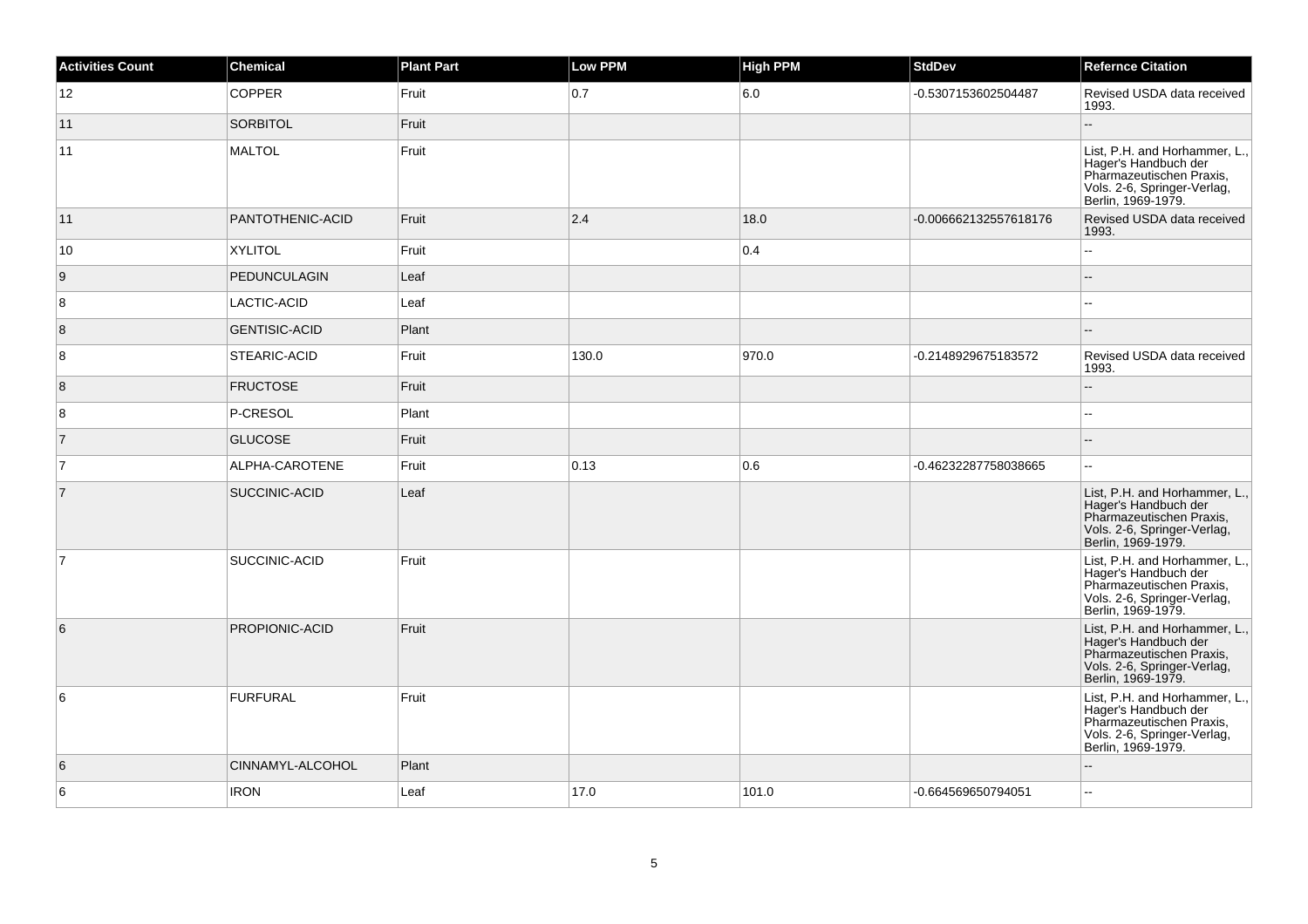| Activities Count | Chemical | Plant Part | Low PPM | High PPM | StdDev | Refernce Citation |
|---|---|---|---|---|---|---|
| 12 | COPPER | Fruit | 0.7 | 6.0 | -0.5307153602504487 | Revised USDA data received 1993. |
| 11 | SORBITOL | Fruit | | | | -- |
| 11 | MALTOL | Fruit | | | | List, P.H. and Horhammer, L., Hager's Handbuch der Pharmazeutischen Praxis, Vols. 2-6, Springer-Verlag, Berlin, 1969-1979. |
| 11 | PANTOTHENIC-ACID | Fruit | 2.4 | 18.0 | -0.006662132557618176 | Revised USDA data received 1993. |
| 10 | XYLITOL | Fruit | | 0.4 | | -- |
| 9 | PEDUNCULAGIN | Leaf | | | | -- |
| 8 | LACTIC-ACID | Leaf | | | | -- |
| 8 | GENTISIC-ACID | Plant | | | | -- |
| 8 | STEARIC-ACID | Fruit | 130.0 | 970.0 | -0.2148929675183572 | Revised USDA data received 1993. |
| 8 | FRUCTOSE | Fruit | | | | -- |
| 8 | P-CRESOL | Plant | | | | -- |
| 7 | GLUCOSE | Fruit | | | | -- |
| 7 | ALPHA-CAROTENE | Fruit | 0.13 | 0.6 | -0.46232287758038665 | -- |
| 7 | SUCCINIC-ACID | Leaf | | | | List, P.H. and Horhammer, L., Hager's Handbuch der Pharmazeutischen Praxis, Vols. 2-6, Springer-Verlag, Berlin, 1969-1979. |
| 7 | SUCCINIC-ACID | Fruit | | | | List, P.H. and Horhammer, L., Hager's Handbuch der Pharmazeutischen Praxis, Vols. 2-6, Springer-Verlag, Berlin, 1969-1979. |
| 6 | PROPIONIC-ACID | Fruit | | | | List, P.H. and Horhammer, L., Hager's Handbuch der Pharmazeutischen Praxis, Vols. 2-6, Springer-Verlag, Berlin, 1969-1979. |
| 6 | FURFURAL | Fruit | | | | List, P.H. and Horhammer, L., Hager's Handbuch der Pharmazeutischen Praxis, Vols. 2-6, Springer-Verlag, Berlin, 1969-1979. |
| 6 | CINNAMYL-ALCOHOL | Plant | | | | -- |
| 6 | IRON | Leaf | 17.0 | 101.0 | -0.664569650794051 | -- |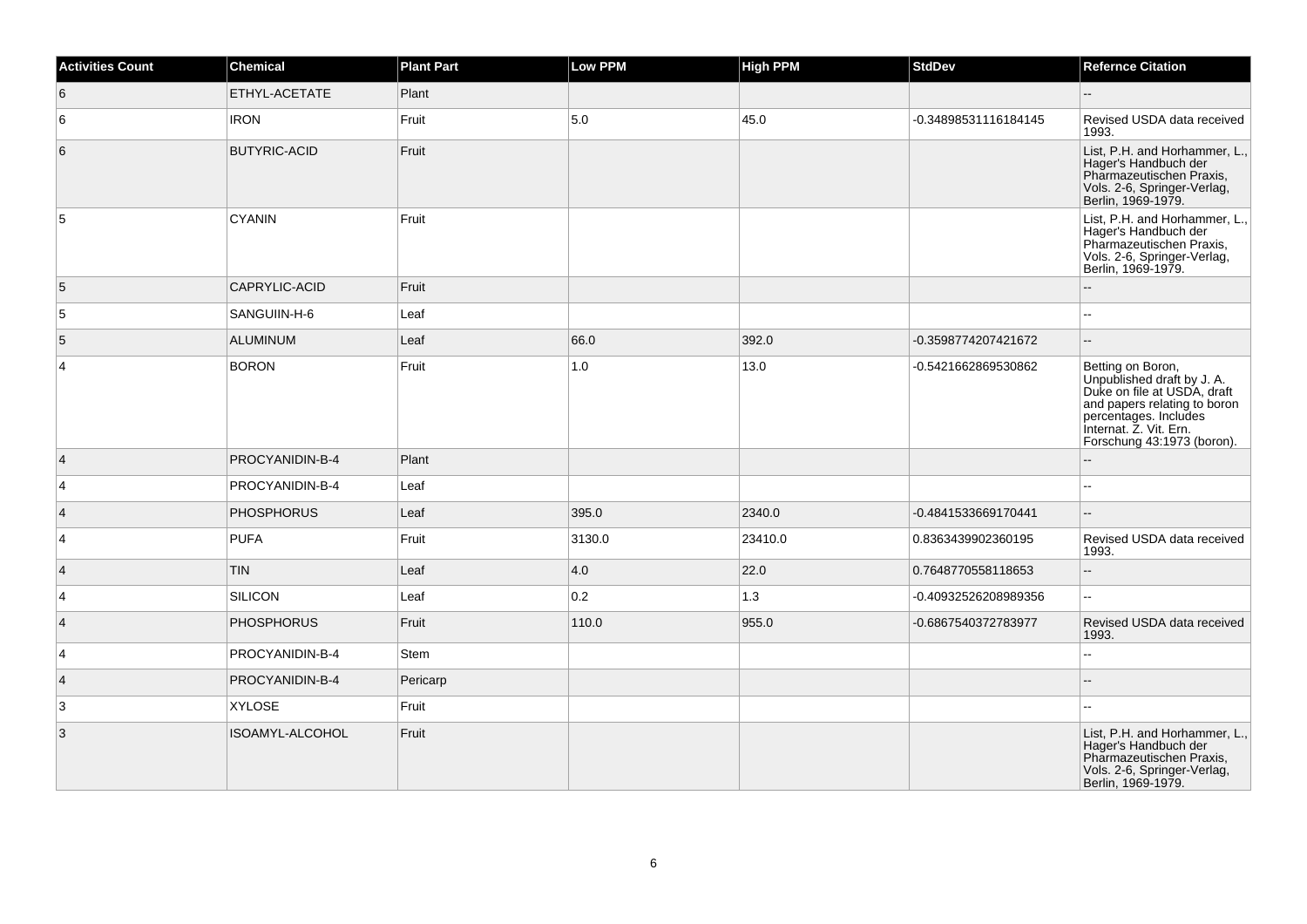| Activities Count | Chemical | Plant Part | Low PPM | High PPM | StdDev | Refernce Citation |
| --- | --- | --- | --- | --- | --- | --- |
| 6 | ETHYL-ACETATE | Plant | | | | -- |
| 6 | IRON | Fruit | 5.0 | 45.0 | -0.34898531116184145 | Revised USDA data received 1993. |
| 6 | BUTYRIC-ACID | Fruit | | | | List, P.H. and Horhammer, L., Hager's Handbuch der Pharmazeutischen Praxis, Vols. 2-6, Springer-Verlag, Berlin, 1969-1979. |
| 5 | CYANIN | Fruit | | | | List, P.H. and Horhammer, L., Hager's Handbuch der Pharmazeutischen Praxis, Vols. 2-6, Springer-Verlag, Berlin, 1969-1979. |
| 5 | CAPRYLIC-ACID | Fruit | | | | -- |
| 5 | SANGUIIN-H-6 | Leaf | | | | -- |
| 5 | ALUMINUM | Leaf | 66.0 | 392.0 | -0.3598774207421672 | -- |
| 4 | BORON | Fruit | 1.0 | 13.0 | -0.5421662869530862 | Betting on Boron, Unpublished draft by J. A. Duke on file at USDA, draft and papers relating to boron percentages. Includes Internat. Z. Vit. Ern. Forschung 43:1973 (boron). |
| 4 | PROCYANIDIN-B-4 | Plant | | | | -- |
| 4 | PROCYANIDIN-B-4 | Leaf | | | | -- |
| 4 | PHOSPHORUS | Leaf | 395.0 | 2340.0 | -0.4841533669170441 | -- |
| 4 | PUFA | Fruit | 3130.0 | 23410.0 | 0.8363439902360195 | Revised USDA data received 1993. |
| 4 | TIN | Leaf | 4.0 | 22.0 | 0.7648770558118653 | -- |
| 4 | SILICON | Leaf | 0.2 | 1.3 | -0.40932526208989356 | -- |
| 4 | PHOSPHORUS | Fruit | 110.0 | 955.0 | -0.6867540372783977 | Revised USDA data received 1993. |
| 4 | PROCYANIDIN-B-4 | Stem | | | | -- |
| 4 | PROCYANIDIN-B-4 | Pericarp | | | | -- |
| 3 | XYLOSE | Fruit | | | | -- |
| 3 | ISOAMYL-ALCOHOL | Fruit | | | | List, P.H. and Horhammer, L., Hager's Handbuch der Pharmazeutischen Praxis, Vols. 2-6, Springer-Verlag, Berlin, 1969-1979. |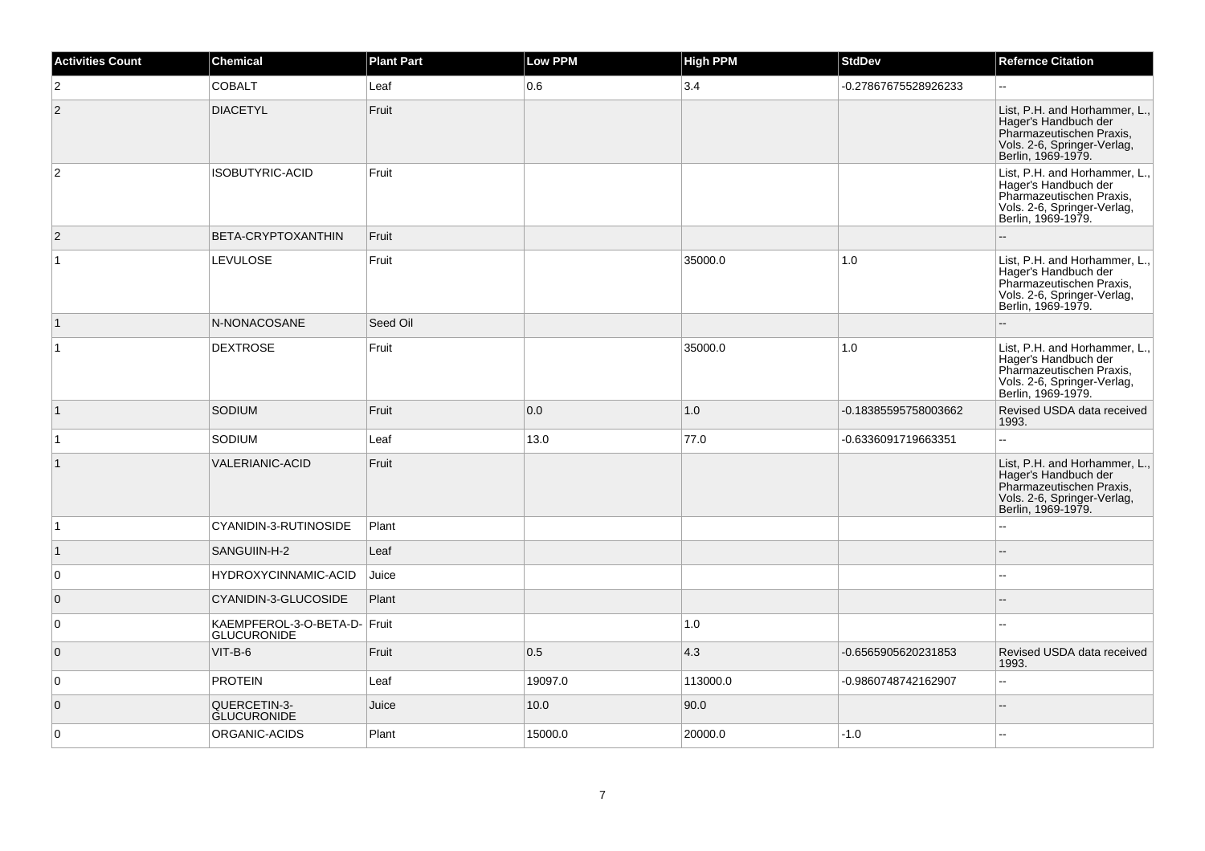| Activities Count | Chemical | Plant Part | Low PPM | High PPM | StdDev | Refernce Citation |
| --- | --- | --- | --- | --- | --- | --- |
| 2 | COBALT | Leaf | 0.6 | 3.4 | -0.27867675528926233 | -- |
| 2 | DIACETYL | Fruit | | | | List, P.H. and Horhammer, L., Hager's Handbuch der Pharmazeutischen Praxis, Vols. 2-6, Springer-Verlag, Berlin, 1969-1979. |
| 2 | ISOBUTYRIC-ACID | Fruit | | | | List, P.H. and Horhammer, L., Hager's Handbuch der Pharmazeutischen Praxis, Vols. 2-6, Springer-Verlag, Berlin, 1969-1979. |
| 2 | BETA-CRYPTOXANTHIN | Fruit | | | | -- |
| 1 | LEVULOSE | Fruit | | 35000.0 | 1.0 | List, P.H. and Horhammer, L., Hager's Handbuch der Pharmazeutischen Praxis, Vols. 2-6, Springer-Verlag, Berlin, 1969-1979. |
| 1 | N-NONACOSANE | Seed Oil | | | | -- |
| 1 | DEXTROSE | Fruit | | 35000.0 | 1.0 | List, P.H. and Horhammer, L., Hager's Handbuch der Pharmazeutischen Praxis, Vols. 2-6, Springer-Verlag, Berlin, 1969-1979. |
| 1 | SODIUM | Fruit | 0.0 | 1.0 | -0.18385595758003662 | Revised USDA data received 1993. |
| 1 | SODIUM | Leaf | 13.0 | 77.0 | -0.6336091719663351 | -- |
| 1 | VALERIANIC-ACID | Fruit | | | | List, P.H. and Horhammer, L., Hager's Handbuch der Pharmazeutischen Praxis, Vols. 2-6, Springer-Verlag, Berlin, 1969-1979. |
| 1 | CYANIDIN-3-RUTINOSIDE | Plant | | | | -- |
| 1 | SANGUIIN-H-2 | Leaf | | | | -- |
| 0 | HYDROXYCINNAMIC-ACID | Juice | | | | -- |
| 0 | CYANIDIN-3-GLUCOSIDE | Plant | | | | -- |
| 0 | KAEMPFEROL-3-O-BETA-D-GLUCURONIDE | Fruit | | 1.0 | | -- |
| 0 | VIT-B-6 | Fruit | 0.5 | 4.3 | -0.6565905620231853 | Revised USDA data received 1993. |
| 0 | PROTEIN | Leaf | 19097.0 | 113000.0 | -0.9860748742162907 | -- |
| 0 | QUERCETIN-3-GLUCURONIDE | Juice | 10.0 | 90.0 | | -- |
| 0 | ORGANIC-ACIDS | Plant | 15000.0 | 20000.0 | -1.0 | -- |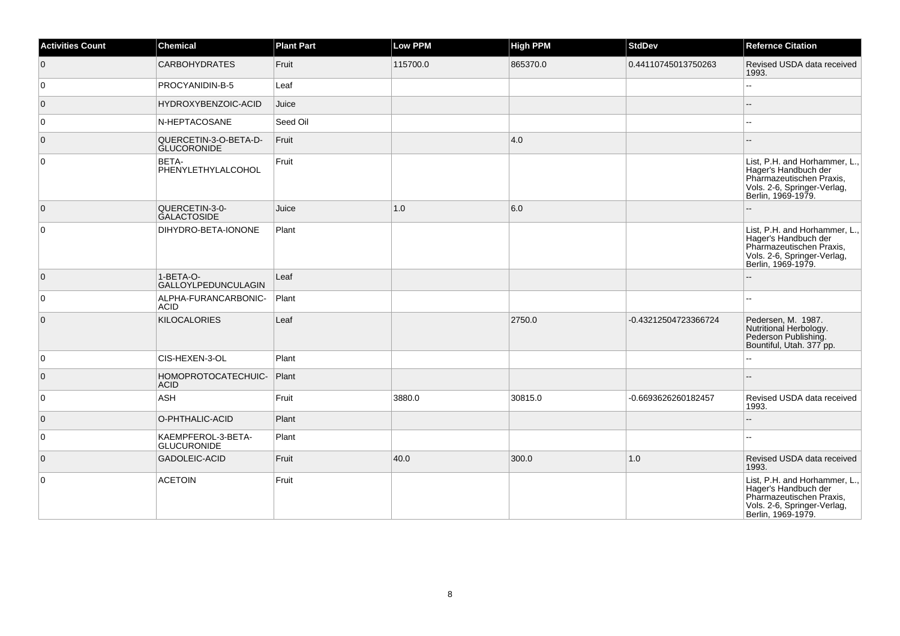| Activities Count | Chemical | Plant Part | Low PPM | High PPM | StdDev | Refernce Citation |
| --- | --- | --- | --- | --- | --- | --- |
| 0 | CARBOHYDRATES | Fruit | 115700.0 | 865370.0 | 0.44110745013750263 | Revised USDA data received 1993. |
| 0 | PROCYANIDIN-B-5 | Leaf | | | | -- |
| 0 | HYDROXYBENZOIC-ACID | Juice | | | | -- |
| 0 | N-HEPTACOSANE | Seed Oil | | | | -- |
| 0 | QUERCETIN-3-O-BETA-D-GLUCORONIDE | Fruit | | 4.0 | | -- |
| 0 | BETA-PHENYLETHYLALCOHOL | Fruit | | | | List, P.H. and Horhammer, L., Hager's Handbuch der Pharmazeutischen Praxis, Vols. 2-6, Springer-Verlag, Berlin, 1969-1979. |
| 0 | QUERCETIN-3-0-GALACTOSIDE | Juice | 1.0 | 6.0 | | -- |
| 0 | DIHYDRO-BETA-IONONE | Plant | | | | List, P.H. and Horhammer, L., Hager's Handbuch der Pharmazeutischen Praxis, Vols. 2-6, Springer-Verlag, Berlin, 1969-1979. |
| 0 | 1-BETA-O-GALLOYLPEDUNCULAGIN | Leaf | | | | -- |
| 0 | ALPHA-FURANCARBONIC-ACID | Plant | | | | -- |
| 0 | KILOCALORIES | Leaf | | 2750.0 | -0.43212504723366724 | Pedersen, M. 1987. Nutritional Herbology. Pederson Publishing. Bountiful, Utah. 377 pp. |
| 0 | CIS-HEXEN-3-OL | Plant | | | | -- |
| 0 | HOMOPROTOCATECHUIC-ACID | Plant | | | | -- |
| 0 | ASH | Fruit | 3880.0 | 30815.0 | -0.6693626260182457 | Revised USDA data received 1993. |
| 0 | O-PHTHALIC-ACID | Plant | | | | -- |
| 0 | KAEMPFEROL-3-BETA-GLUCURONIDE | Plant | | | | -- |
| 0 | GADOLEIC-ACID | Fruit | 40.0 | 300.0 | 1.0 | Revised USDA data received 1993. |
| 0 | ACETOIN | Fruit | | | | List, P.H. and Horhammer, L., Hager's Handbuch der Pharmazeutischen Praxis, Vols. 2-6, Springer-Verlag, Berlin, 1969-1979. |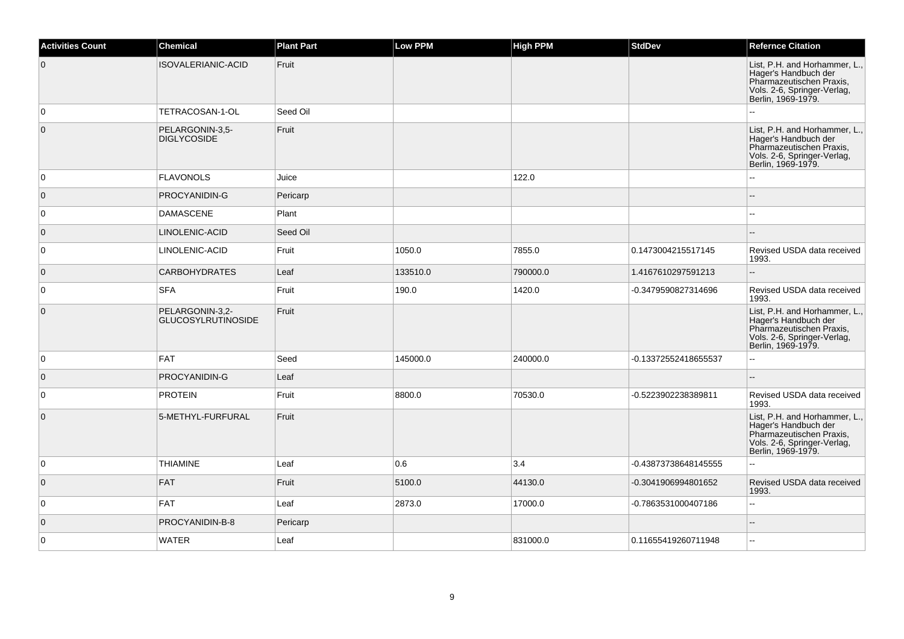| Activities Count | Chemical | Plant Part | Low PPM | High PPM | StdDev | Refernce Citation |
| --- | --- | --- | --- | --- | --- | --- |
| 0 | ISOVALERIANIC-ACID | Fruit | | | | List, P.H. and Horhammer, L., Hager's Handbuch der Pharmazeutischen Praxis, Vols. 2-6, Springer-Verlag, Berlin, 1969-1979. |
| 0 | TETRACOSAN-1-OL | Seed Oil | | | | -- |
| 0 | PELARGONIN-3,5-DIGLYCOSIDE | Fruit | | | | List, P.H. and Horhammer, L., Hager's Handbuch der Pharmazeutischen Praxis, Vols. 2-6, Springer-Verlag, Berlin, 1969-1979. |
| 0 | FLAVONOLS | Juice | | 122.0 | | -- |
| 0 | PROCYANIDIN-G | Pericarp | | | | -- |
| 0 | DAMASCENE | Plant | | | | -- |
| 0 | LINOLENIC-ACID | Seed Oil | | | | -- |
| 0 | LINOLENIC-ACID | Fruit | 1050.0 | 7855.0 | 0.1473004215517145 | Revised USDA data received 1993. |
| 0 | CARBOHYDRATES | Leaf | 133510.0 | 790000.0 | 1.4167610297591213 | -- |
| 0 | SFA | Fruit | 190.0 | 1420.0 | -0.3479590827314696 | Revised USDA data received 1993. |
| 0 | PELARGONIN-3,2-GLUCOSYLRUTINOSIDE | Fruit | | | | List, P.H. and Horhammer, L., Hager's Handbuch der Pharmazeutischen Praxis, Vols. 2-6, Springer-Verlag, Berlin, 1969-1979. |
| 0 | FAT | Seed | 145000.0 | 240000.0 | -0.13372552418655537 | -- |
| 0 | PROCYANIDIN-G | Leaf | | | | -- |
| 0 | PROTEIN | Fruit | 8800.0 | 70530.0 | -0.5223902238389811 | Revised USDA data received 1993. |
| 0 | 5-METHYL-FURFURAL | Fruit | | | | List, P.H. and Horhammer, L., Hager's Handbuch der Pharmazeutischen Praxis, Vols. 2-6, Springer-Verlag, Berlin, 1969-1979. |
| 0 | THIAMINE | Leaf | 0.6 | 3.4 | -0.43873738648145555 | -- |
| 0 | FAT | Fruit | 5100.0 | 44130.0 | -0.3041906994801652 | Revised USDA data received 1993. |
| 0 | FAT | Leaf | 2873.0 | 17000.0 | -0.7863531000407186 | -- |
| 0 | PROCYANIDIN-B-8 | Pericarp | | | | -- |
| 0 | WATER | Leaf | | 831000.0 | 0.11655419260711948 | -- |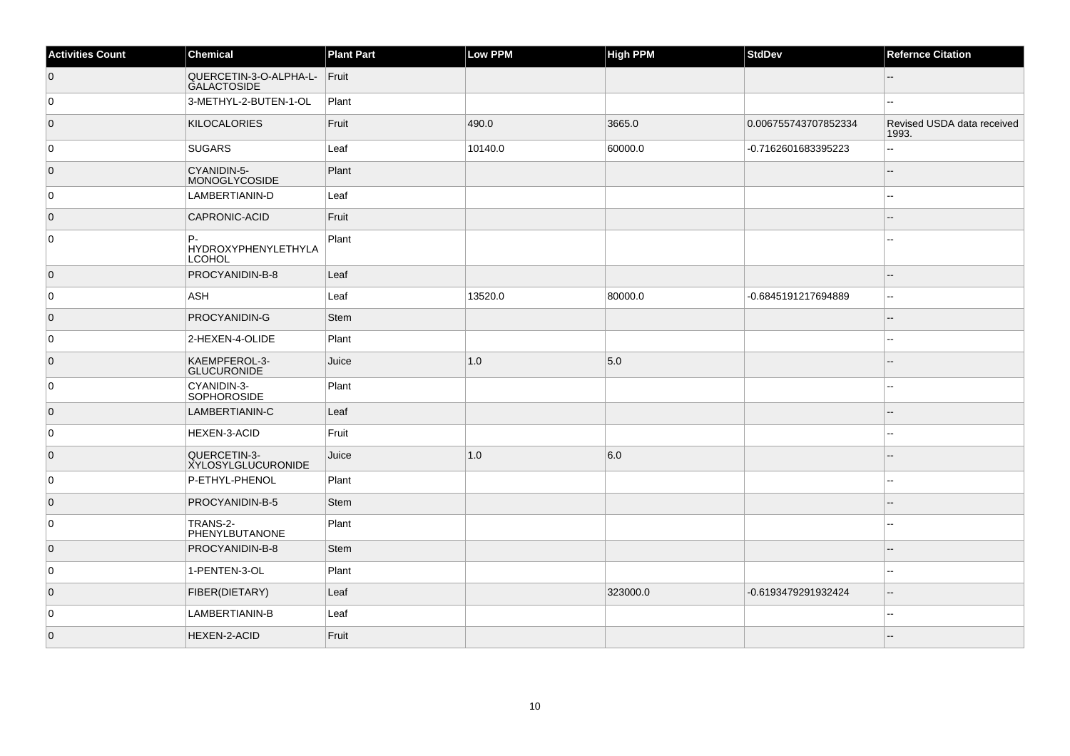| Activities Count | Chemical | Plant Part | Low PPM | High PPM | StdDev | Refernce Citation |
|---|---|---|---|---|---|---|
| 0 | QUERCETIN-3-O-ALPHA-L-GALACTOSIDE | Fruit | | | | -- |
| 0 | 3-METHYL-2-BUTEN-1-OL | Plant | | | | -- |
| 0 | KILOCALORIES | Fruit | 490.0 | 3665.0 | 0.006755743707852334 | Revised USDA data received 1993. |
| 0 | SUGARS | Leaf | 10140.0 | 60000.0 | -0.7162601683395223 | -- |
| 0 | CYANIDIN-5-MONOGLYCOSIDE | Plant | | | | -- |
| 0 | LAMBERTIANIN-D | Leaf | | | | -- |
| 0 | CAPRONIC-ACID | Fruit | | | | -- |
| 0 | P-HYDROXYPHENYLETHYLALCOHOL | Plant | | | | -- |
| 0 | PROCYANIDIN-B-8 | Leaf | | | | -- |
| 0 | ASH | Leaf | 13520.0 | 80000.0 | -0.6845191217694889 | -- |
| 0 | PROCYANIDIN-G | Stem | | | | -- |
| 0 | 2-HEXEN-4-OLIDE | Plant | | | | -- |
| 0 | KAEMPFEROL-3-GLUCURONIDE | Juice | 1.0 | 5.0 | | -- |
| 0 | CYANIDIN-3-SOPHOROSIDE | Plant | | | | -- |
| 0 | LAMBERTIANIN-C | Leaf | | | | -- |
| 0 | HEXEN-3-ACID | Fruit | | | | -- |
| 0 | QUERCETIN-3-XYLOSYLGLUCURONIDE | Juice | 1.0 | 6.0 | | -- |
| 0 | P-ETHYL-PHENOL | Plant | | | | -- |
| 0 | PROCYANIDIN-B-5 | Stem | | | | -- |
| 0 | TRANS-2-PHENYLBUTANONE | Plant | | | | -- |
| 0 | PROCYANIDIN-B-8 | Stem | | | | -- |
| 0 | 1-PENTEN-3-OL | Plant | | | | -- |
| 0 | FIBER(DIETARY) | Leaf | | 323000.0 | -0.6193479291932424 | -- |
| 0 | LAMBERTIANIN-B | Leaf | | | | -- |
| 0 | HEXEN-2-ACID | Fruit | | | | -- |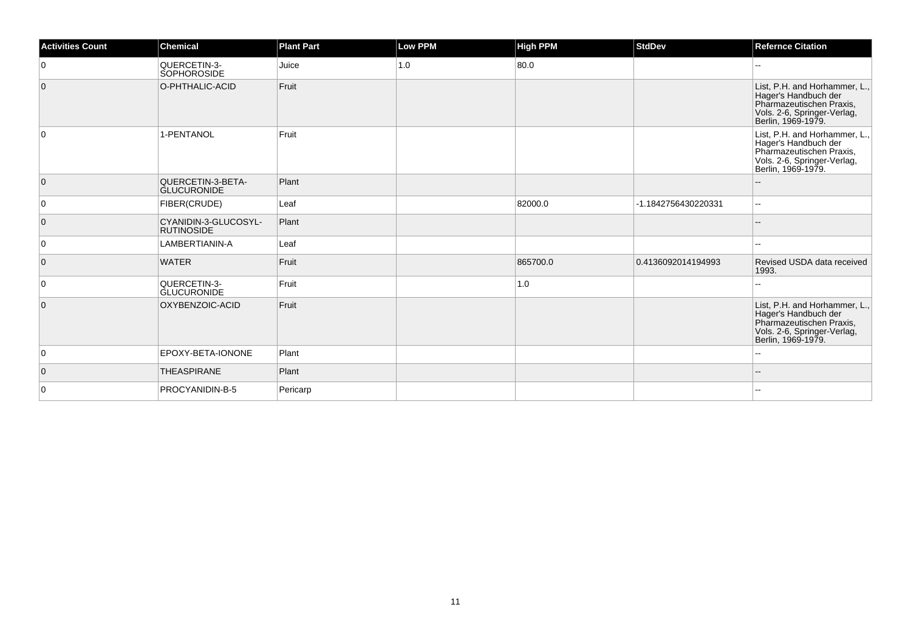| Activities Count | Chemical | Plant Part | Low PPM | High PPM | StdDev | Refernce Citation |
| --- | --- | --- | --- | --- | --- | --- |
| 0 | QUERCETIN-3-SOPHOROSIDE | Juice | 1.0 | 80.0 | | -- |
| 0 | O-PHTHALIC-ACID | Fruit | | | | List, P.H. and Horhammer, L., Hager's Handbuch der Pharmazeutischen Praxis, Vols. 2-6, Springer-Verlag, Berlin, 1969-1979. |
| 0 | 1-PENTANOL | Fruit | | | | List, P.H. and Horhammer, L., Hager's Handbuch der Pharmazeutischen Praxis, Vols. 2-6, Springer-Verlag, Berlin, 1969-1979. |
| 0 | QUERCETIN-3-BETA-GLUCURONIDE | Plant | | | | -- |
| 0 | FIBER(CRUDE) | Leaf | | 82000.0 | -1.1842756430220331 | -- |
| 0 | CYANIDIN-3-GLUCOSYL-RUTINOSIDE | Plant | | | | -- |
| 0 | LAMBERTIANIN-A | Leaf | | | | -- |
| 0 | WATER | Fruit | | 865700.0 | 0.4136092014194993 | Revised USDA data received 1993. |
| 0 | QUERCETIN-3-GLUCURONIDE | Fruit | | 1.0 | | -- |
| 0 | OXYBENZOIC-ACID | Fruit | | | | List, P.H. and Horhammer, L., Hager's Handbuch der Pharmazeutischen Praxis, Vols. 2-6, Springer-Verlag, Berlin, 1969-1979. |
| 0 | EPOXY-BETA-IONONE | Plant | | | | -- |
| 0 | THEASPIRANE | Plant | | | | -- |
| 0 | PROCYANIDIN-B-5 | Pericarp | | | | -- |